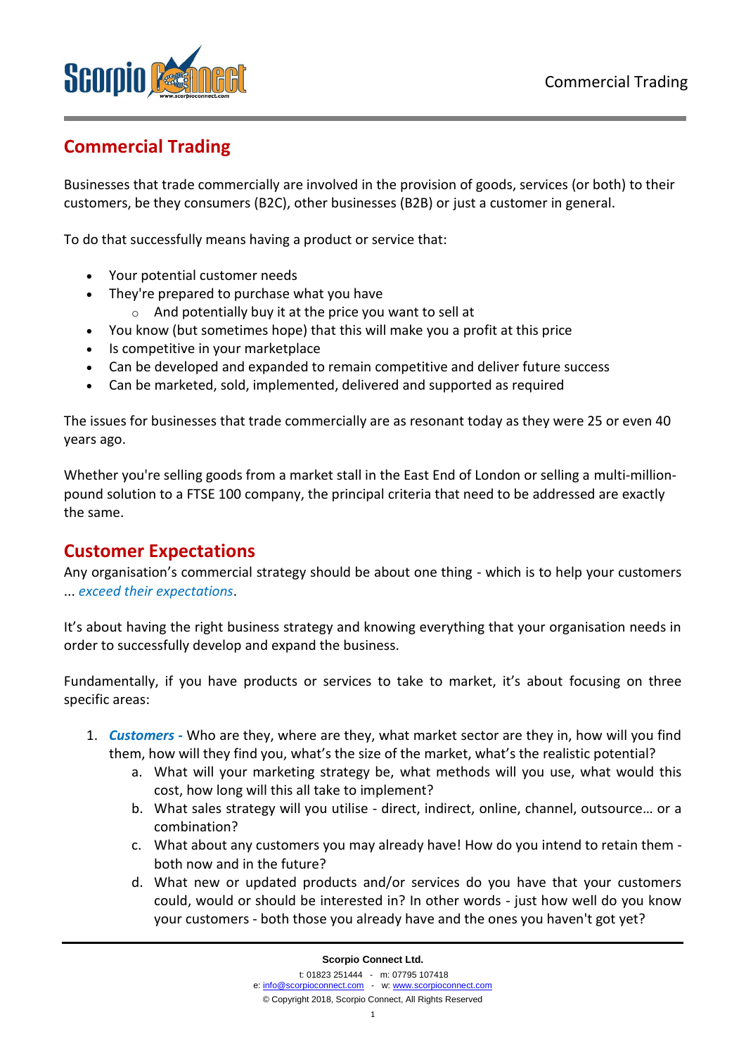# Commercial Trading

Businesses that trade commercially are involved in the provision of goods, services (or both) to their customers, be they consumers (B2C), other businesses (B2B) or just a customer in general.

To do that successfully means having a product or service that:

- Your potential customer needs
- They're prepared to purchase what you have
  - And potentially buy it at the price you want to sell at
- You know (but sometimes hope) that this will make you a profit at this price
- Is competitive in your marketplace
- Can be developed and expanded to remain competitive and deliver future success
- Can be marketed, sold, implemented, delivered and supported as required

The issues for businesses that trade commercially are as resonant today as they were 25 or even 40 years ago.

Whether you're selling goods from a market stall in the East End of London or selling a multi-million-pound solution to a FTSE 100 company, the principal criteria that need to be addressed are exactly the same.

## Customer Expectations

Any organisation's commercial strategy should be about one thing - which is to help your customers ... *exceed their expectations*.

It's about having the right business strategy and knowing everything that your organisation needs in order to successfully develop and expand the business.

Fundamentally, if you have products or services to take to market, it's about focusing on three specific areas:

1. ***Customers -*** Who are they, where are they, what market sector are they in, how will you find them, how will they find you, what's the size of the market, what's the realistic potential?
   a. What will your marketing strategy be, what methods will you use, what would this cost, how long will this all take to implement?
   b. What sales strategy will you utilise - direct, indirect, online, channel, outsource… or a combination?
   c. What about any customers you may already have! How do you intend to retain them - both now and in the future?
   d. What new or updated products and/or services do you have that your customers could, would or should be interested in? In other words - just how well do you know your customers - both those you already have and the ones you haven't got yet?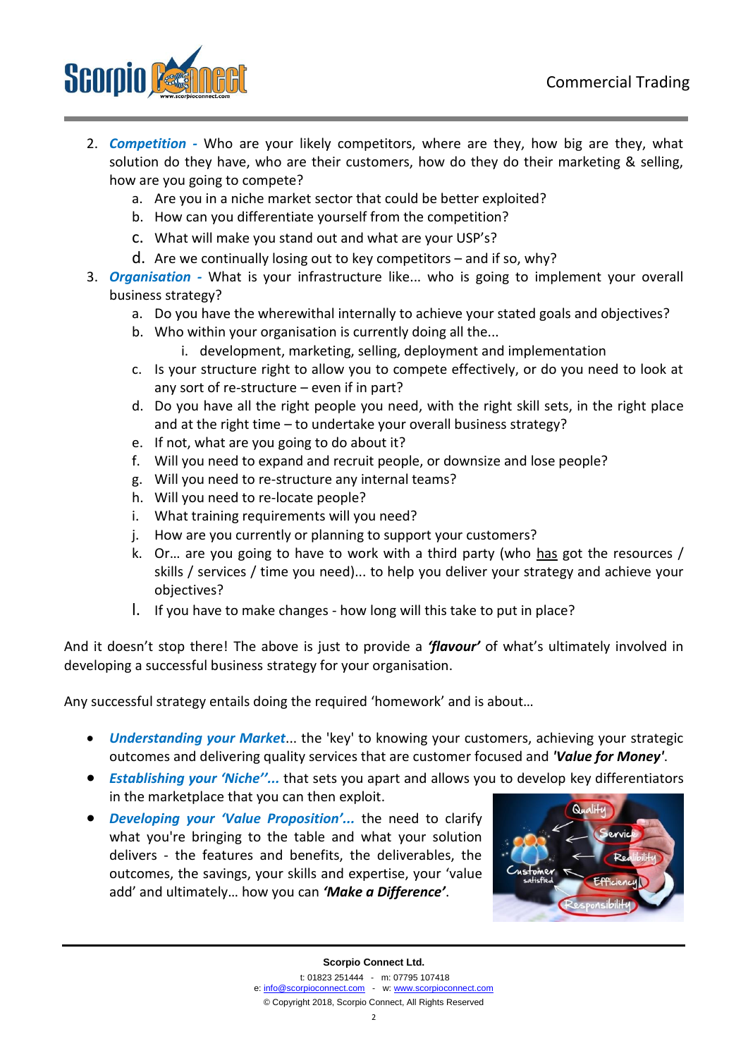2. ***Competition*** **-** Who are your likely competitors, where are they, how big are they, what solution do they have, who are their customers, how do they do their marketing & selling, how are you going to compete?
    a. Are you in a niche market sector that could be better exploited?
    b. How can you differentiate yourself from the competition?
    c. What will make you stand out and what are your USP's?
    d. Are we continually losing out to key competitors – and if so, why?
3. ***Organisation*** **-** What is your infrastructure like... who is going to implement your overall business strategy?
    a. Do you have the wherewithal internally to achieve your stated goals and objectives?
    b. Who within your organisation is currently doing all the...
        i. development, marketing, selling, deployment and implementation
    c. Is your structure right to allow you to compete effectively, or do you need to look at any sort of re-structure – even if in part?
    d. Do you have all the right people you need, with the right skill sets, in the right place and at the right time – to undertake your overall business strategy?
    e. If not, what are you going to do about it?
    f. Will you need to expand and recruit people, or downsize and lose people?
    g. Will you need to re-structure any internal teams?
    h. Will you need to re-locate people?
    i. What training requirements will you need?
    j. How are you currently or planning to support your customers?
    k. Or… are you going to have to work with a third party (who has got the resources / skills / services / time you need)... to help you deliver your strategy and achieve your objectives?
    l. If you have to make changes - how long will this take to put in place?

And it doesn't stop there! The above is just to provide a ***'flavour'*** of what's ultimately involved in developing a successful business strategy for your organisation.

Any successful strategy entails doing the required 'homework' and is about…

- ***Understanding your Market***... the 'key' to knowing your customers, achieving your strategic outcomes and delivering quality services that are customer focused and ***'Value for Money'***.
- ***Establishing your 'Niche''...*** that sets you apart and allows you to develop key differentiators in the marketplace that you can then exploit.
- ***Developing your 'Value Proposition'...*** the need to clarify what you're bringing to the table and what your solution delivers - the features and benefits, the deliverables, the outcomes, the savings, your skills and expertise, your 'value add' and ultimately… how you can ***'Make a Difference'***.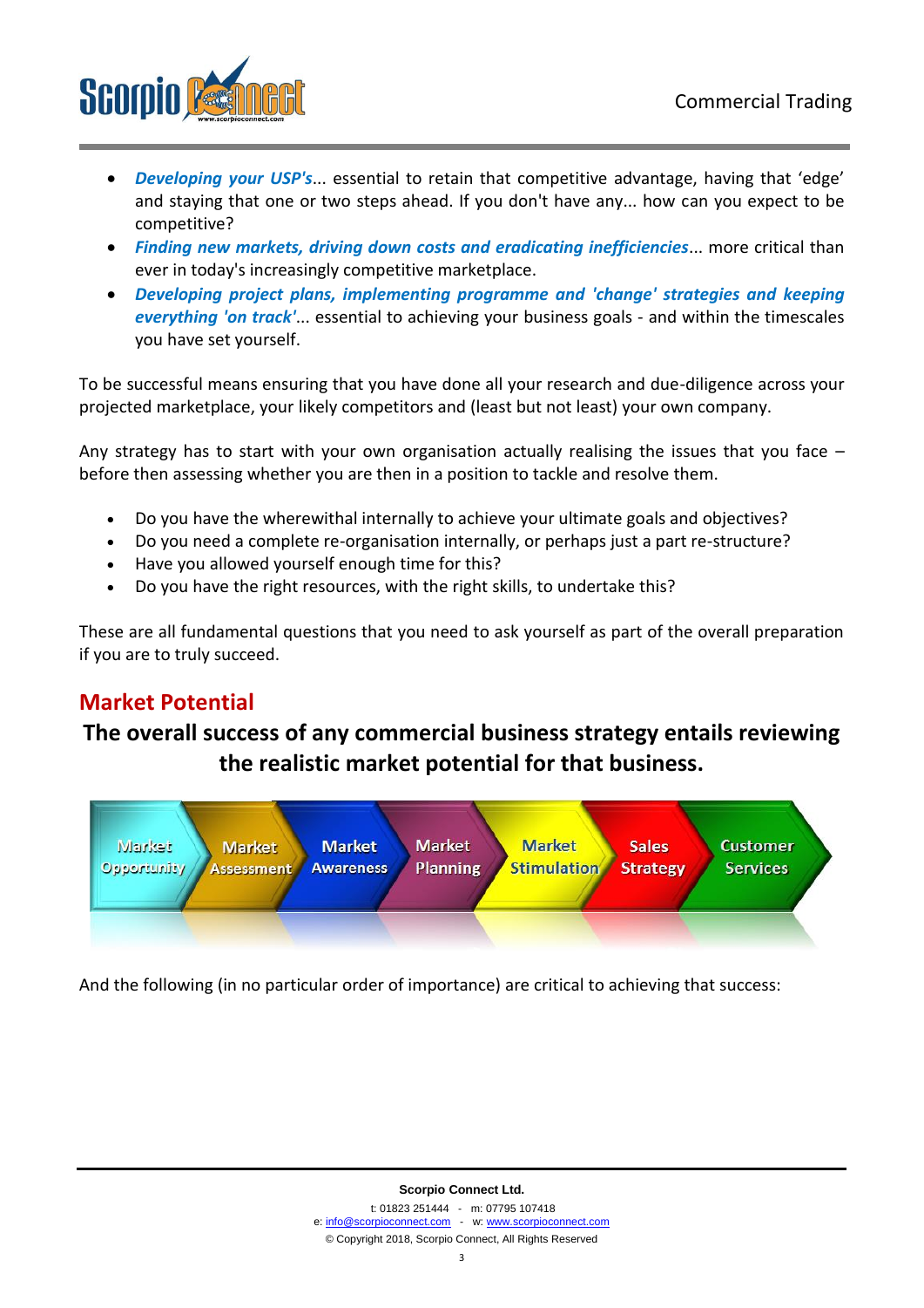- ***Developing your USP's***... essential to retain that competitive advantage, having that 'edge' and staying that one or two steps ahead. If you don't have any... how can you expect to be competitive?
- ***Finding new markets, driving down costs and eradicating inefficiencies***... more critical than ever in today's increasingly competitive marketplace.
- ***Developing project plans, implementing programme and 'change' strategies and keeping everything 'on track'***... essential to achieving your business goals - and within the timescales you have set yourself.

To be successful means ensuring that you have done all your research and due-diligence across your projected marketplace, your likely competitors and (least but not least) your own company.

Any strategy has to start with your own organisation actually realising the issues that you face – before then assessing whether you are then in a position to tackle and resolve them.

- Do you have the wherewithal internally to achieve your ultimate goals and objectives?
- Do you need a complete re-organisation internally, or perhaps just a part re-structure?
- Have you allowed yourself enough time for this?
- Do you have the right resources, with the right skills, to undertake this?

These are all fundamental questions that you need to ask yourself as part of the overall preparation if you are to truly succeed.

## Market Potential

**The overall success of any commercial business strategy entails reviewing the realistic market potential for that business.**

Market Opportunity → Market Assessment → Market Awareness → Market Planning → Market Stimulation → Sales Strategy → Customer Services

And the following (in no particular order of importance) are critical to achieving that success: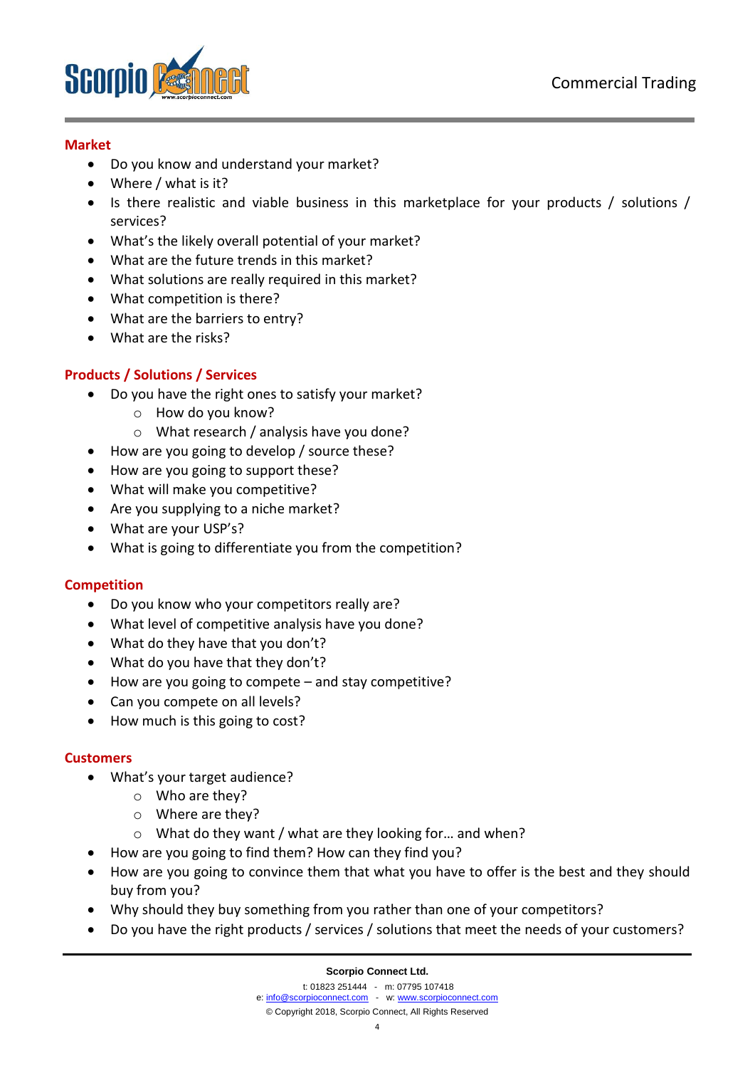## Market

- Do you know and understand your market?
- Where / what is it?
- Is there realistic and viable business in this marketplace for your products / solutions / services?
- What's the likely overall potential of your market?
- What are the future trends in this market?
- What solutions are really required in this market?
- What competition is there?
- What are the barriers to entry?
- What are the risks?

## Products / Solutions / Services

- Do you have the right ones to satisfy your market?
  - How do you know?
  - What research / analysis have you done?
- How are you going to develop / source these?
- How are you going to support these?
- What will make you competitive?
- Are you supplying to a niche market?
- What are your USP's?
- What is going to differentiate you from the competition?

## Competition

- Do you know who your competitors really are?
- What level of competitive analysis have you done?
- What do they have that you don't?
- What do you have that they don't?
- How are you going to compete – and stay competitive?
- Can you compete on all levels?
- How much is this going to cost?

## Customers

- What's your target audience?
  - Who are they?
  - Where are they?
  - What do they want / what are they looking for… and when?
- How are you going to find them? How can they find you?
- How are you going to convince them that what you have to offer is the best and they should buy from you?
- Why should they buy something from you rather than one of your competitors?
- Do you have the right products / services / solutions that meet the needs of your customers?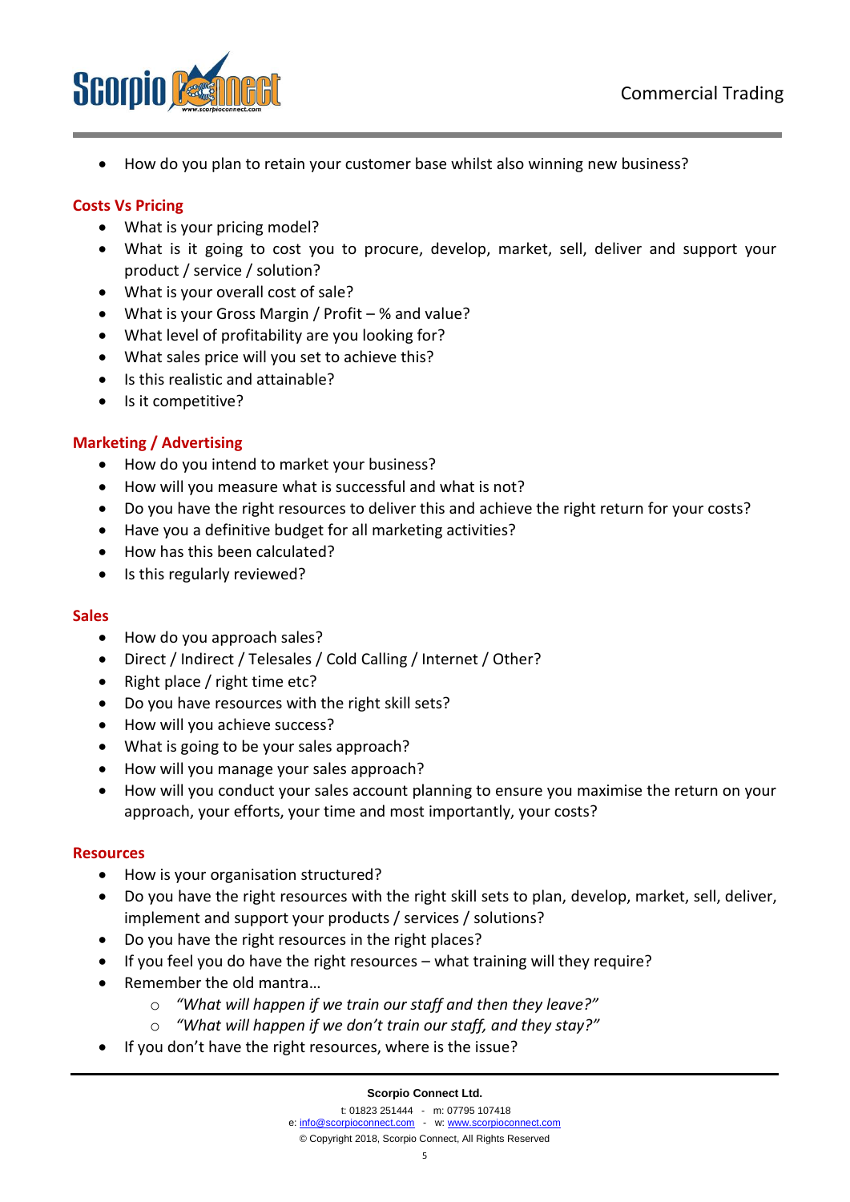- How do you plan to retain your customer base whilst also winning new business?

## Costs Vs Pricing

- What is your pricing model?
- What is it going to cost you to procure, develop, market, sell, deliver and support your product / service / solution?
- What is your overall cost of sale?
- What is your Gross Margin / Profit – % and value?
- What level of profitability are you looking for?
- What sales price will you set to achieve this?
- Is this realistic and attainable?
- Is it competitive?

## Marketing / Advertising

- How do you intend to market your business?
- How will you measure what is successful and what is not?
- Do you have the right resources to deliver this and achieve the right return for your costs?
- Have you a definitive budget for all marketing activities?
- How has this been calculated?
- Is this regularly reviewed?

## Sales

- How do you approach sales?
- Direct / Indirect / Telesales / Cold Calling / Internet / Other?
- Right place / right time etc?
- Do you have resources with the right skill sets?
- How will you achieve success?
- What is going to be your sales approach?
- How will you manage your sales approach?
- How will you conduct your sales account planning to ensure you maximise the return on your approach, your efforts, your time and most importantly, your costs?

## Resources

- How is your organisation structured?
- Do you have the right resources with the right skill sets to plan, develop, market, sell, deliver, implement and support your products / services / solutions?
- Do you have the right resources in the right places?
- If you feel you do have the right resources – what training will they require?
- Remember the old mantra…
  - *"What will happen if we train our staff and then they leave?"*
  - *"What will happen if we don't train our staff, and they stay?"*
- If you don't have the right resources, where is the issue?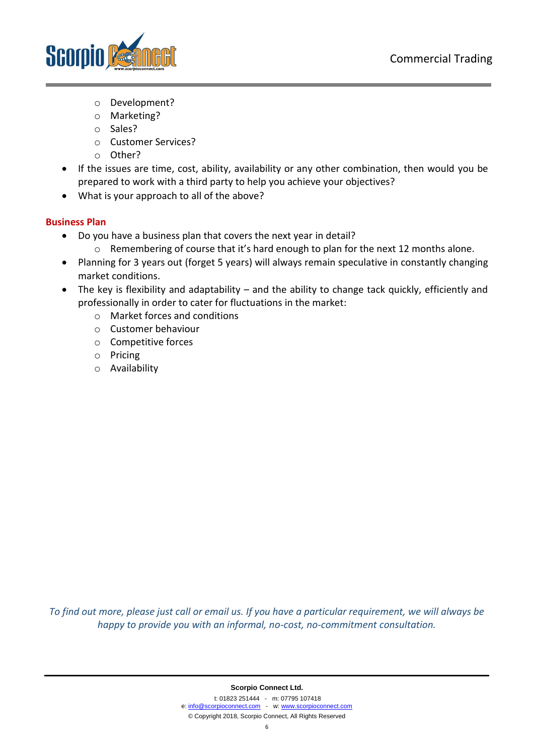- Development?
  - Marketing?
  - Sales?
  - Customer Services?
  - Other?
- If the issues are time, cost, ability, availability or any other combination, then would you be prepared to work with a third party to help you achieve your objectives?
- What is your approach to all of the above?

**Business Plan**

- Do you have a business plan that covers the next year in detail?
  - Remembering of course that it's hard enough to plan for the next 12 months alone.
- Planning for 3 years out (forget 5 years) will always remain speculative in constantly changing market conditions.
- The key is flexibility and adaptability – and the ability to change tack quickly, efficiently and professionally in order to cater for fluctuations in the market:
  - Market forces and conditions
  - Customer behaviour
  - Competitive forces
  - Pricing
  - Availability

*To find out more, please just call or email us. If you have a particular requirement, we will always be happy to provide you with an informal, no-cost, no-commitment consultation.*

**Scorpio Connect Ltd.**

t: 01823 251444 - m: 07795 107418

e: info@scorpioconnect.com - w: www.scorpioconnect.com

© Copyright 2018, Scorpio Connect, All Rights Reserved